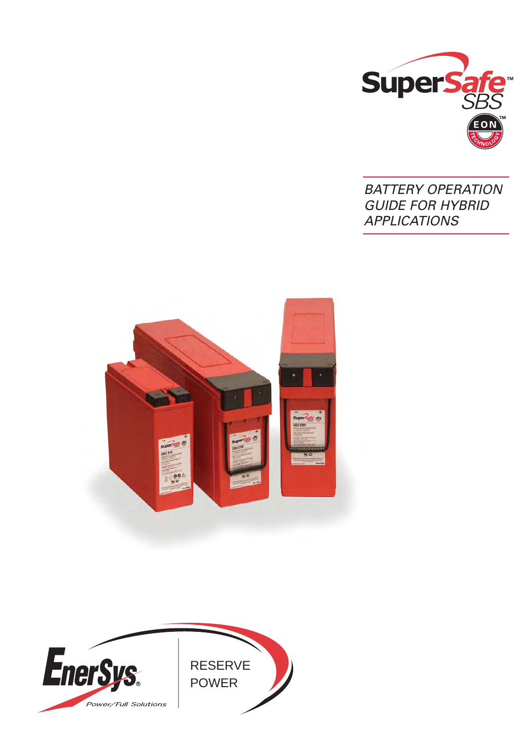SuperSafe™ SBS

EON™ TECHNOLOGY

# BATTERY OPERATION GUIDE FOR HYBRID APPLICATIONS

EnerSys® Power/Full Solutions

RESERVE POWER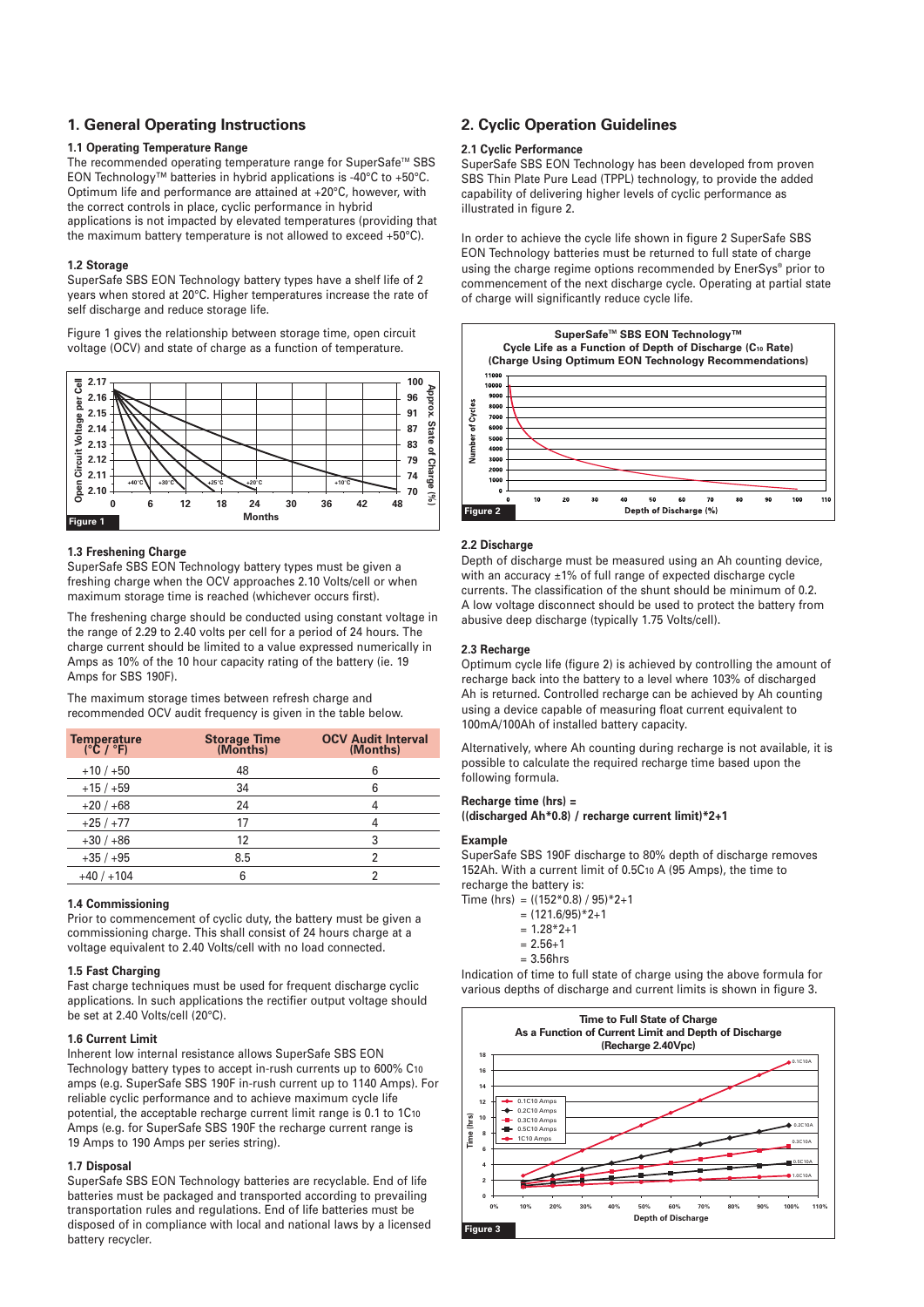## 1. General Operating Instructions

### 1.1 Operating Temperature Range

The recommended operating temperature range for SuperSafe™ SBS EON Technology™ batteries in hybrid applications is -40°C to +50°C. Optimum life and performance are attained at +20°C, however, with the correct controls in place, cyclic performance in hybrid applications is not impacted by elevated temperatures (providing that the maximum battery temperature is not allowed to exceed +50°C).

### 1.2 Storage

SuperSafe SBS EON Technology battery types have a shelf life of 2 years when stored at 20°C. Higher temperatures increase the rate of self discharge and reduce storage life.

Figure 1 gives the relationship between storage time, open circuit voltage (OCV) and state of charge as a function of temperature.

Figure 1

### 1.3 Freshening Charge

SuperSafe SBS EON Technology battery types must be given a freshing charge when the OCV approaches 2.10 Volts/cell or when maximum storage time is reached (whichever occurs first).

The freshening charge should be conducted using constant voltage in the range of 2.29 to 2.40 volts per cell for a period of 24 hours. The charge current should be limited to a value expressed numerically in Amps as 10% of the 10 hour capacity rating of the battery (ie. 19 Amps for SBS 190F).

The maximum storage times between refresh charge and recommended OCV audit frequency is given in the table below.

| Temperature (°C / °F) | Storage Time (Months) | OCV Audit Interval (Months) |
|---|---|---|
| +10 / +50 | 48 | 6 |
| +15 / +59 | 34 | 6 |
| +20 / +68 | 24 | 4 |
| +25 / +77 | 17 | 4 |
| +30 / +86 | 12 | 3 |
| +35 / +95 | 8.5 | 2 |
| +40 / +104 | 6 | 2 |

### 1.4 Commissioning

Prior to commencement of cyclic duty, the battery must be given a commissioning charge. This shall consist of 24 hours charge at a voltage equivalent to 2.40 Volts/cell with no load connected.

### 1.5 Fast Charging

Fast charge techniques must be used for frequent discharge cyclic applications. In such applications the rectifier output voltage should be set at 2.40 Volts/cell (20°C).

### 1.6 Current Limit

Inherent low internal resistance allows SuperSafe SBS EON Technology battery types to accept in-rush currents up to 600% $C_{10}$ amps (e.g. SuperSafe SBS 190F in-rush current up to 1140 Amps). For reliable cyclic performance and to achieve maximum cycle life potential, the acceptable recharge current limit range is 0.1 to $1C_{10}$ Amps (e.g. for SuperSafe SBS 190F the recharge current range is 19 Amps to 190 Amps per series string).

### 1.7 Disposal

SuperSafe SBS EON Technology batteries are recyclable. End of life batteries must be packaged and transported according to prevailing transportation rules and regulations. End of life batteries must be disposed of in compliance with local and national laws by a licensed battery recycler.

## 2. Cyclic Operation Guidelines

### 2.1 Cyclic Performance

SuperSafe SBS EON Technology has been developed from proven SBS Thin Plate Pure Lead (TPPL) technology, to provide the added capability of delivering higher levels of cyclic performance as illustrated in figure 2.

In order to achieve the cycle life shown in figure 2 SuperSafe SBS EON Technology batteries must be returned to full state of charge using the charge regime options recommended by EnerSys® prior to commencement of the next discharge cycle. Operating at partial state of charge will significantly reduce cycle life.

Figure 2

### 2.2 Discharge

Depth of discharge must be measured using an Ah counting device, with an accuracy ±1% of full range of expected discharge cycle currents. The classification of the shunt should be minimum of 0.2. A low voltage disconnect should be used to protect the battery from abusive deep discharge (typically 1.75 Volts/cell).

### 2.3 Recharge

Optimum cycle life (figure 2) is achieved by controlling the amount of recharge back into the battery to a level where 103% of discharged Ah is returned. Controlled recharge can be achieved by Ah counting using a device capable of measuring float current equivalent to 100mA/100Ah of installed battery capacity.

Alternatively, where Ah counting during recharge is not available, it is possible to calculate the required recharge time based upon the following formula.

**Recharge time (hrs) = ((discharged Ah*0.8) / recharge current limit)*2+1**

**Example**

SuperSafe SBS 190F discharge to 80% depth of discharge removes 152Ah. With a current limit of $0.5C_{10}$ A (95 Amps), the time to recharge the battery is:

Time (hrs) = ((152*0.8) / 95)*2+1
= (121.6/95)*2+1
= 1.28*2+1
= 2.56+1
= 3.56hrs

Indication of time to full state of charge using the above formula for various depths of discharge and current limits is shown in figure 3.

Figure 3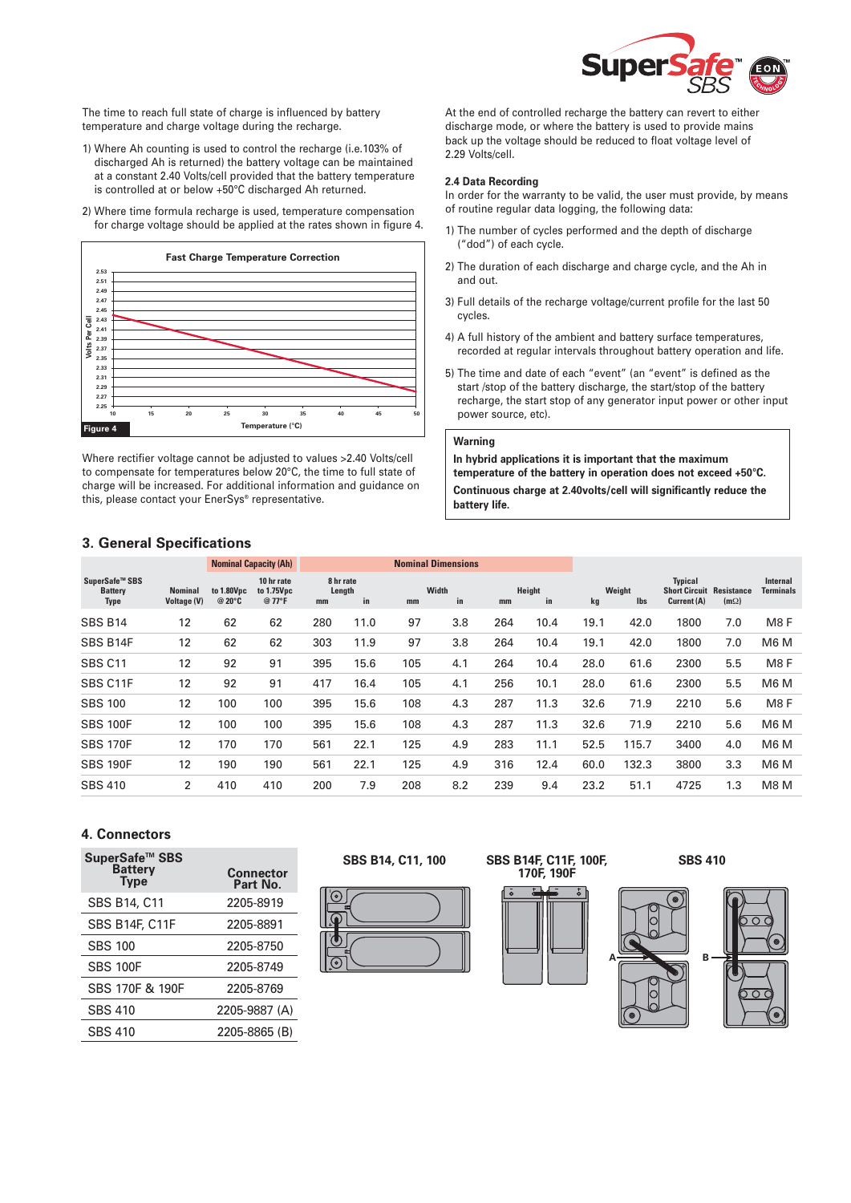The time to reach full state of charge is influenced by battery temperature and charge voltage during the recharge.

1) Where Ah counting is used to control the recharge (i.e.103% of discharged Ah is returned) the battery voltage can be maintained at a constant 2.40 Volts/cell provided that the battery temperature is controlled at or below +50°C discharged Ah returned.

2) Where time formula recharge is used, temperature compensation for charge voltage should be applied at the rates shown in figure 4.

**Fast Charge Temperature Correction**

Figure 4

Where rectifier voltage cannot be adjusted to values >2.40 Volts/cell to compensate for temperatures below 20°C, the time to full state of charge will be increased. For additional information and guidance on this, please contact your EnerSys® representative.

At the end of controlled recharge the battery can revert to either discharge mode, or where the battery is used to provide mains back up the voltage should be reduced to float voltage level of 2.29 Volts/cell.

### 2.4 Data Recording

In order for the warranty to be valid, the user must provide, by means of routine regular data logging, the following data:

1) The number of cycles performed and the depth of discharge ("dod") of each cycle.

2) The duration of each discharge and charge cycle, and the Ah in and out.

3) Full details of the recharge voltage/current profile for the last 50 cycles.

4) A full history of the ambient and battery surface temperatures, recorded at regular intervals throughout battery operation and life.

5) The time and date of each "event" (an "event" is defined as the start /stop of the battery discharge, the start/stop of the battery recharge, the start stop of any generator input power or other input power source, etc).

**Warning**

**In hybrid applications it is important that the maximum temperature of the battery in operation does not exceed +50°C.**

**Continuous charge at 2.40volts/cell will significantly reduce the battery life.**

## 3. General Specifications

| SuperSafe™ SBS Battery Type | Nominal Voltage (V) | Nominal Capacity (Ah) to 1.80Vpc @ 20°C | 10 hr rate to 1.75Vpc @ 77°F | Length 8 hr rate mm | Length in | Width mm | Width in | Height mm | Height in | Weight kg | Weight lbs | Typical Short Circuit Current (A) | Resistance (mΩ) | Internal Terminals |
|---|---|---|---|---|---|---|---|---|---|---|---|---|---|---|
| SBS B14 | 12 | 62 | 62 | 280 | 11.0 | 97 | 3.8 | 264 | 10.4 | 19.1 | 42.0 | 1800 | 7.0 | M8 F |
| SBS B14F | 12 | 62 | 62 | 303 | 11.9 | 97 | 3.8 | 264 | 10.4 | 19.1 | 42.0 | 1800 | 7.0 | M6 M |
| SBS C11 | 12 | 92 | 91 | 395 | 15.6 | 105 | 4.1 | 264 | 10.4 | 28.0 | 61.6 | 2300 | 5.5 | M8 F |
| SBS C11F | 12 | 92 | 91 | 417 | 16.4 | 105 | 4.1 | 256 | 10.1 | 28.0 | 61.6 | 2300 | 5.5 | M6 M |
| SBS 100 | 12 | 100 | 100 | 395 | 15.6 | 108 | 4.3 | 287 | 11.3 | 32.6 | 71.9 | 2210 | 5.6 | M8 F |
| SBS 100F | 12 | 100 | 100 | 395 | 15.6 | 108 | 4.3 | 287 | 11.3 | 32.6 | 71.9 | 2210 | 5.6 | M6 M |
| SBS 170F | 12 | 170 | 170 | 561 | 22.1 | 125 | 4.9 | 283 | 11.1 | 52.5 | 115.7 | 3400 | 4.0 | M6 M |
| SBS 190F | 12 | 190 | 190 | 561 | 22.1 | 125 | 4.9 | 316 | 12.4 | 60.0 | 132.3 | 3800 | 3.3 | M6 M |
| SBS 410 | 2 | 410 | 410 | 200 | 7.9 | 208 | 8.2 | 239 | 9.4 | 23.2 | 51.1 | 4725 | 1.3 | M8 M |

## 4. Connectors

| SuperSafe™ SBS Battery Type | Connector Part No. |
|---|---|
| SBS B14, C11 | 2205-8919 |
| SBS B14F, C11F | 2205-8891 |
| SBS 100 | 2205-8750 |
| SBS 100F | 2205-8749 |
| SBS 170F & 190F | 2205-8769 |
| SBS 410 | 2205-9887 (A) |
| SBS 410 | 2205-8865 (B) |

SBS B14, C11, 100

SBS B14F, C11F, 100F, 170F, 190F

SBS 410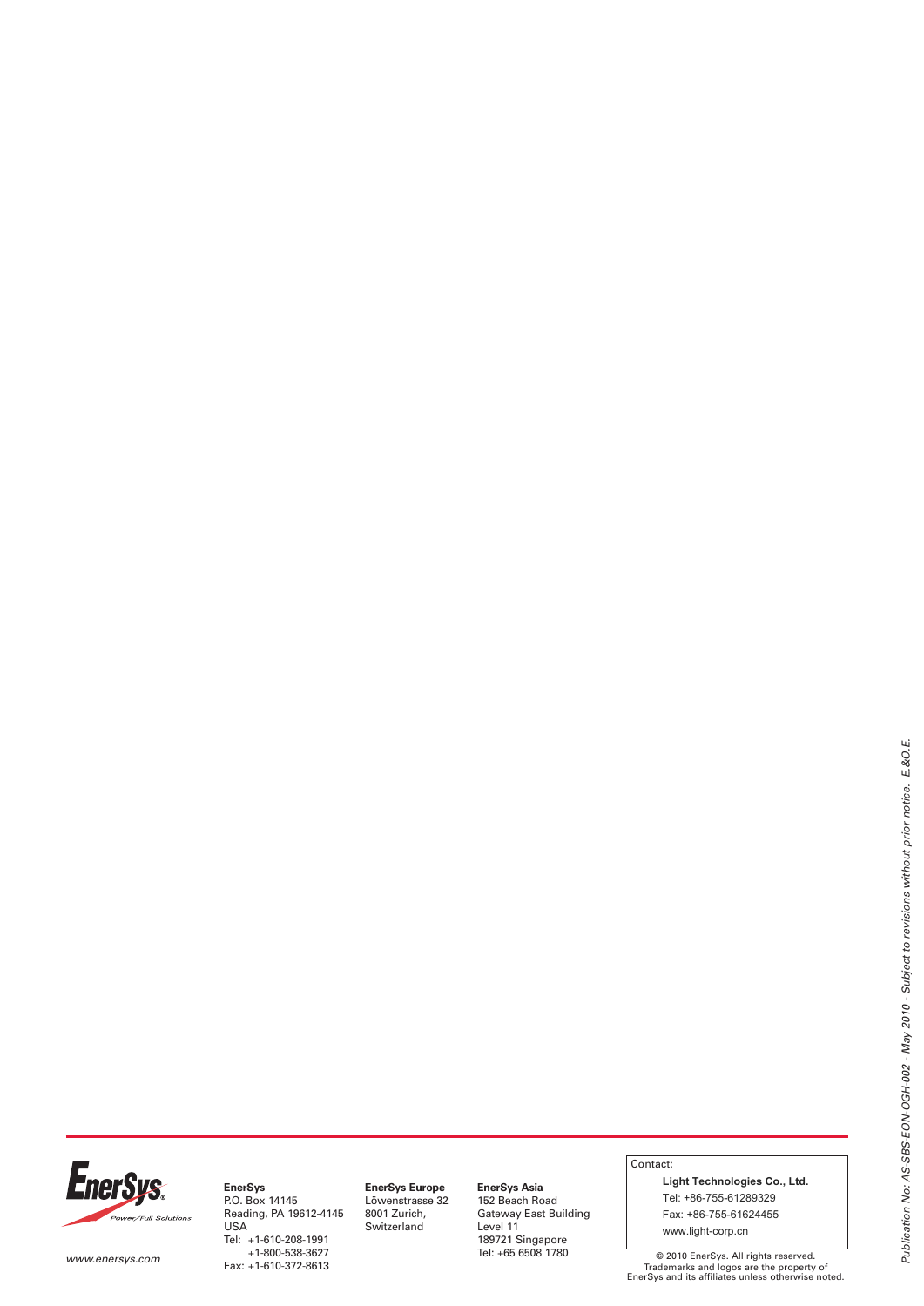EnerSys®

*Power/Full Solutions*

*www.enersys.com*

**EnerSys**
P.O. Box 14145
Reading, PA 19612-4145
USA
Tel: +1-610-208-1991
+1-800-538-3627
Fax: +1-610-372-8613

**EnerSys Europe**
Löwenstrasse 32
8001 Zurich,
Switzerland

**EnerSys Asia**
152 Beach Road
Gateway East Building
Level 11
189721 Singapore
Tel: +65 6508 1780

Contact:

**Light Technologies Co., Ltd.**
Tel: +86-755-61289329
Fax: +86-755-61624455
www.light-corp.cn

© 2010 EnerSys. All rights reserved.
Trademarks and logos are the property of
EnerSys and its affiliates unless otherwise noted.

*Publication No: AS-SBS-EON-OGH-002 - May 2010 - Subject to revisions without prior notice. E.&O.E.*